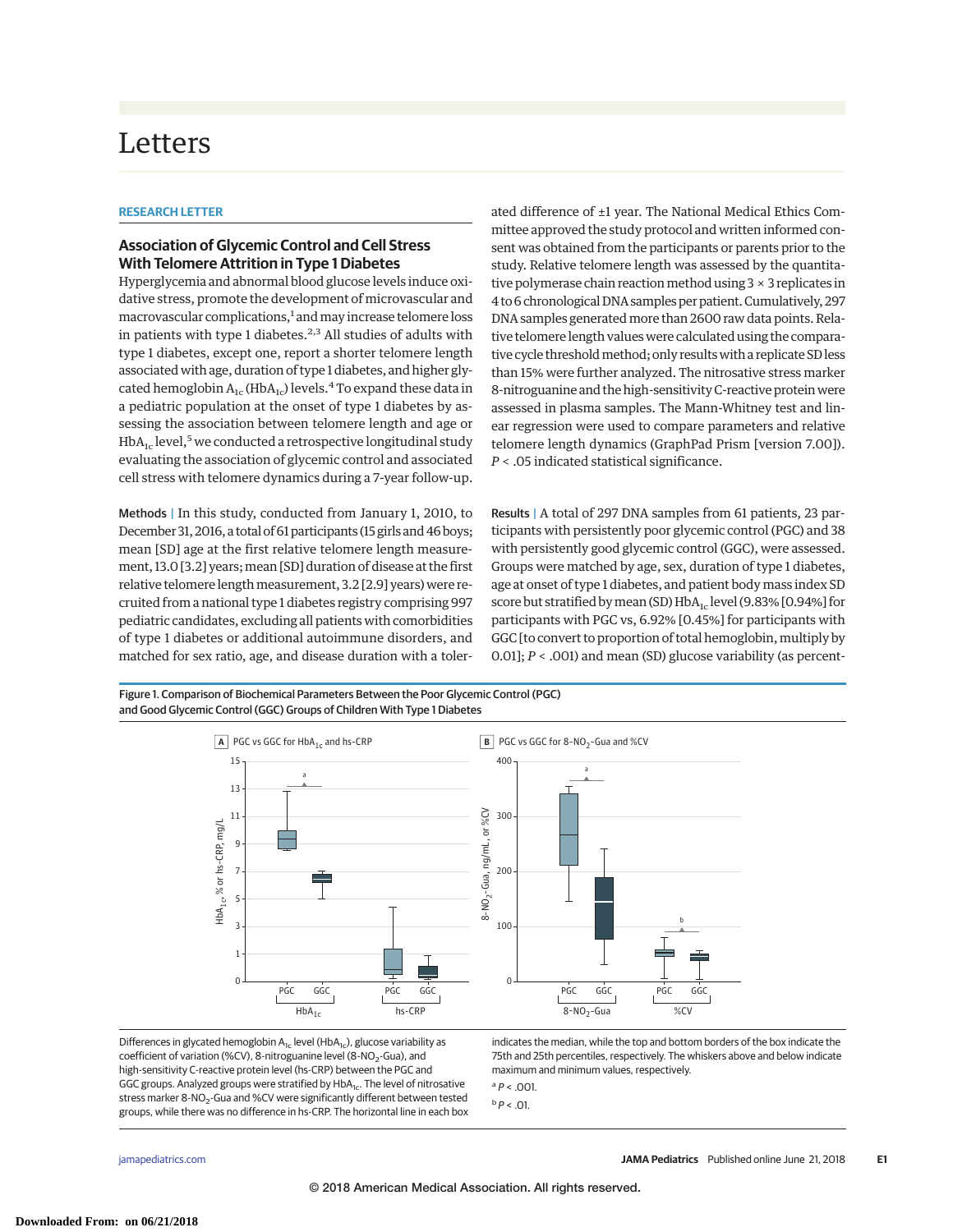# Letters

RESEARCH LETTER

## Association of Glycemic Control and Cell Stress With Telomere Attrition in Type 1 Diabetes

Hyperglycemia and abnormal blood glucose levels induce oxidative stress, promote the development of microvascular and macrovascular complications,[1] and may increase telomere loss in patients with type 1 diabetes.[2,3] All studies of adults with type 1 diabetes, except one, report a shorter telomere length associated with age, duration of type 1 diabetes, and higher glycated hemoglobin $A_{1c}$ ($HbA_{1c}$) levels.[4] To expand these data in a pediatric population at the onset of type 1 diabetes by assessing the association between telomere length and age or $HbA_{1c}$ level,[5] we conducted a retrospective longitudinal study evaluating the association of glycemic control and associated cell stress with telomere dynamics during a 7-year follow-up.

**Methods |** In this study, conducted from January 1, 2010, to December 31, 2016, a total of 61 participants (15 girls and 46 boys; mean [SD] age at the first relative telomere length measurement, 13.0 [3.2] years; mean [SD] duration of disease at the first relative telomere length measurement, 3.2 [2.9] years) were recruited from a national type 1 diabetes registry comprising 997 pediatric candidates, excluding all patients with comorbidities of type 1 diabetes or additional autoimmune disorders, and matched for sex ratio, age, and disease duration with a tolerated difference of ±1 year. The National Medical Ethics Committee approved the study protocol and written informed consent was obtained from the participants or parents prior to the study. Relative telomere length was assessed by the quantitative polymerase chain reaction method using 3 × 3 replicates in 4 to 6 chronological DNA samples per patient. Cumulatively, 297 DNA samples generated more than 2600 raw data points. Relative telomere length values were calculated using the comparative cycle threshold method; only results with a replicate SD less than 15% were further analyzed. The nitrosative stress marker 8-nitroguanine and the high-sensitivity C-reactive protein were assessed in plasma samples. The Mann-Whitney test and linear regression were used to compare parameters and relative telomere length dynamics (GraphPad Prism [version 7.00]). $P < .05$ indicated statistical significance.

**Results |** A total of 297 DNA samples from 61 patients, 23 participants with persistently poor glycemic control (PGC) and 38 with persistently good glycemic control (GGC), were assessed. Groups were matched by age, sex, duration of type 1 diabetes, age at onset of type 1 diabetes, and patient body mass index SD score but stratified by mean (SD) $HbA_{1c}$ level (9.83% [0.94%] for participants with PGC vs, 6.92% [0.45%] for participants with GGC [to convert to proportion of total hemoglobin, multiply by 0.01]; $P < .001$) and mean (SD) glucose variability (as percent-

Figure 1. Comparison of Biochemical Parameters Between the Poor Glycemic Control (PGC) and Good Glycemic Control (GGC) Groups of Children With Type 1 Diabetes

Differences in glycated hemoglobin $A_{1c}$ level ($HbA_{1c}$), glucose variability as coefficient of variation (%CV), 8-nitroguanine level ($8\text{-}NO_2$-Gua), and high-sensitivity C-reactive protein level (hs-CRP) between the PGC and GGC groups. Analyzed groups were stratified by $HbA_{1c}$. The level of nitrosative stress marker $8\text{-}NO_2$-Gua and %CV were significantly different between tested groups, while there was no difference in hs-CRP. The horizontal line in each box indicates the median, while the top and bottom borders of the box indicate the 75th and 25th percentiles, respectively. The whiskers above and below indicate maximum and minimum values, respectively.

[a] $P < .001$.

[b] $P < .01$.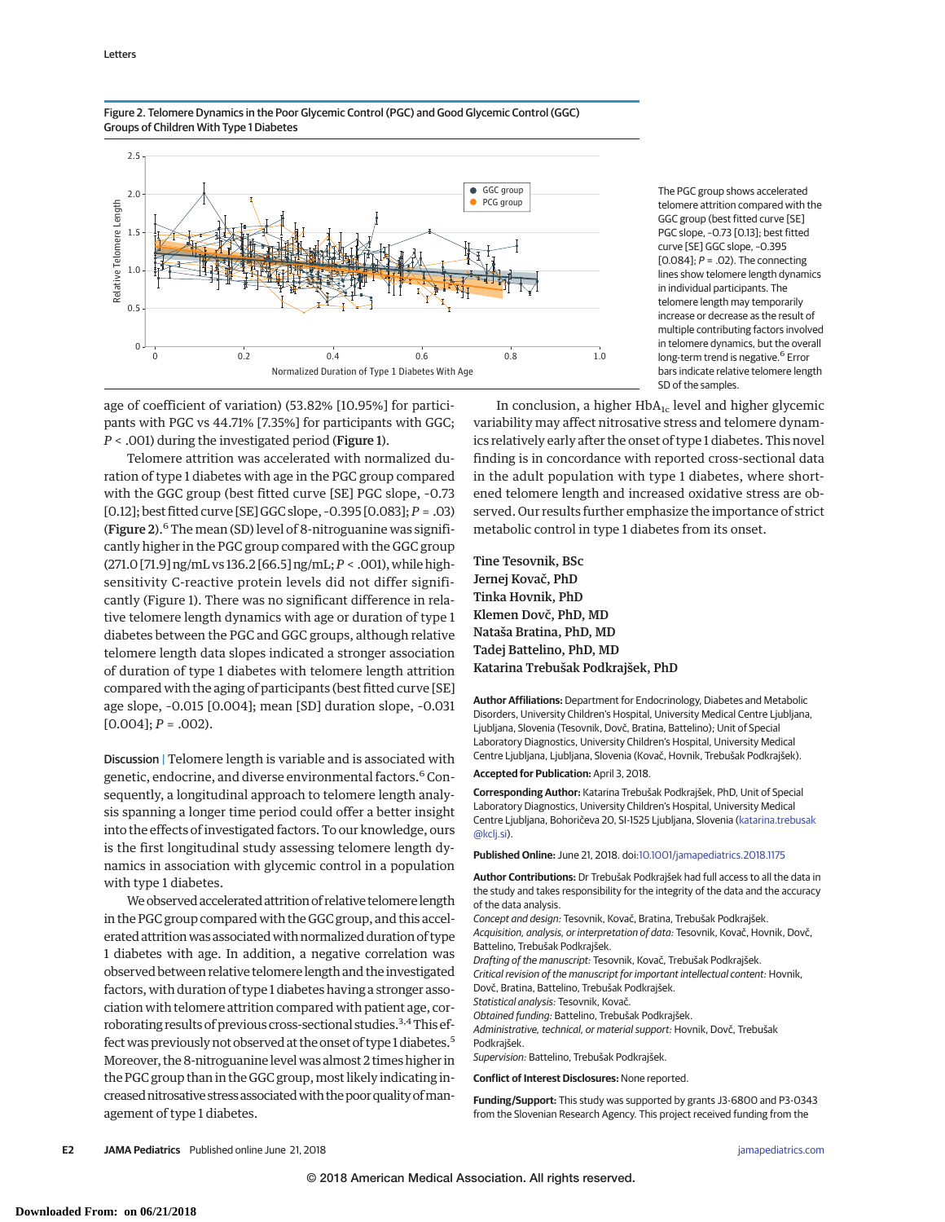Figure 2. Telomere Dynamics in the Poor Glycemic Control (PGC) and Good Glycemic Control (GGC) Groups of Children With Type 1 Diabetes

The PGC group shows accelerated telomere attrition compared with the GGC group (best fitted curve [SE] PGC slope, −0.73 [0.13]; best fitted curve [SE] GGC slope, −0.395 [0.084]; $P = .02$). The connecting lines show telomere length dynamics in individual participants. The telomere length may temporarily increase or decrease as the result of multiple contributing factors involved in telomere dynamics, but the overall long-term trend is negative.[6] Error bars indicate relative telomere length SD of the samples.

age of coefficient of variation) (53.82% [10.95%] for participants with PGC vs 44.71% [7.35%] for participants with GGC; $P < .001$) during the investigated period (**Figure 1**).

Telomere attrition was accelerated with normalized duration of type 1 diabetes with age in the PGC group compared with the GGC group (best fitted curve [SE] PGC slope, −0.73 [0.12]; best fitted curve [SE] GGC slope, −0.395 [0.083]; $P = .03$) (**Figure 2**).[6] The mean (SD) level of 8-nitroguanine was significantly higher in the PGC group compared with the GGC group (271.0 [71.9] ng/mL vs 136.2 [66.5] ng/mL; $P < .001$), while high-sensitivity C-reactive protein levels did not differ significantly (Figure 1). There was no significant difference in relative telomere length dynamics with age or duration of type 1 diabetes between the PGC and GGC groups, although relative telomere length data slopes indicated a stronger association of duration of type 1 diabetes with telomere length attrition compared with the aging of participants (best fitted curve [SE] age slope, −0.015 [0.004]; mean [SD] duration slope, −0.031 [0.004]; $P = .002$).

**Discussion |** Telomere length is variable and is associated with genetic, endocrine, and diverse environmental factors.[6] Consequently, a longitudinal approach to telomere length analysis spanning a longer time period could offer a better insight into the effects of investigated factors. To our knowledge, ours is the first longitudinal study assessing telomere length dynamics in association with glycemic control in a population with type 1 diabetes.

We observed accelerated attrition of relative telomere length in the PGC group compared with the GGC group, and this accelerated attrition was associated with normalized duration of type 1 diabetes with age. In addition, a negative correlation was observed between relative telomere length and the investigated factors, with duration of type 1 diabetes having a stronger association with telomere attrition compared with patient age, corroborating results of previous cross-sectional studies.[3,4] This effect was previously not observed at the onset of type 1 diabetes.[5] Moreover, the 8-nitroguanine level was almost 2 times higher in the PGC group than in the GGC group, most likely indicating increased nitrosative stress associated with the poor quality of management of type 1 diabetes.

In conclusion, a higher $HbA_{1c}$ level and higher glycemic variability may affect nitrosative stress and telomere dynamics relatively early after the onset of type 1 diabetes. This novel finding is in concordance with reported cross-sectional data in the adult population with type 1 diabetes, where shortened telomere length and increased oxidative stress are observed. Our results further emphasize the importance of strict metabolic control in type 1 diabetes from its onset.

**Tine Tesovnik, BSc**
**Jernej Kovač, PhD**
**Tinka Hovnik, PhD**
**Klemen Dovč, PhD, MD**
**Nataša Bratina, PhD, MD**
**Tadej Battelino, PhD, MD**
**Katarina Trebušak Podkrajšek, PhD**

**Author Affiliations:** Department for Endocrinology, Diabetes and Metabolic Disorders, University Children's Hospital, University Medical Centre Ljubljana, Ljubljana, Slovenia (Tesovnik, Dovč, Bratina, Battelino); Unit of Special Laboratory Diagnostics, University Children's Hospital, University Medical Centre Ljubljana, Ljubljana, Slovenia (Kovač, Hovnik, Trebušak Podkrajšek).

**Accepted for Publication:** April 3, 2018.

**Corresponding Author:** Katarina Trebušak Podkrajšek, PhD, Unit of Special Laboratory Diagnostics, University Children's Hospital, University Medical Centre Ljubljana, Bohoričeva 20, SI-1525 Ljubljana, Slovenia (katarina.trebusak@kclj.si).

**Published Online:** June 21, 2018. doi:10.1001/jamapediatrics.2018.1175

**Author Contributions:** Dr Trebušak Podkrajšek had full access to all the data in the study and takes responsibility for the integrity of the data and the accuracy of the data analysis.
*Concept and design:* Tesovnik, Kovač, Bratina, Trebušak Podkrajšek.
*Acquisition, analysis, or interpretation of data:* Tesovnik, Kovač, Hovnik, Dovč, Battelino, Trebušak Podkrajšek.
*Drafting of the manuscript:* Tesovnik, Kovač, Trebušak Podkrajšek.
*Critical revision of the manuscript for important intellectual content:* Hovnik, Dovč, Bratina, Battelino, Trebušak Podkrajšek.
*Statistical analysis:* Tesovnik, Kovač.
*Obtained funding:* Battelino, Trebušak Podkrajšek.
*Administrative, technical, or material support:* Hovnik, Dovč, Trebušak Podkrajšek.
*Supervision:* Battelino, Trebušak Podkrajšek.

**Conflict of Interest Disclosures:** None reported.

**Funding/Support:** This study was supported by grants J3-6800 and P3-0343 from the Slovenian Research Agency. This project received funding from the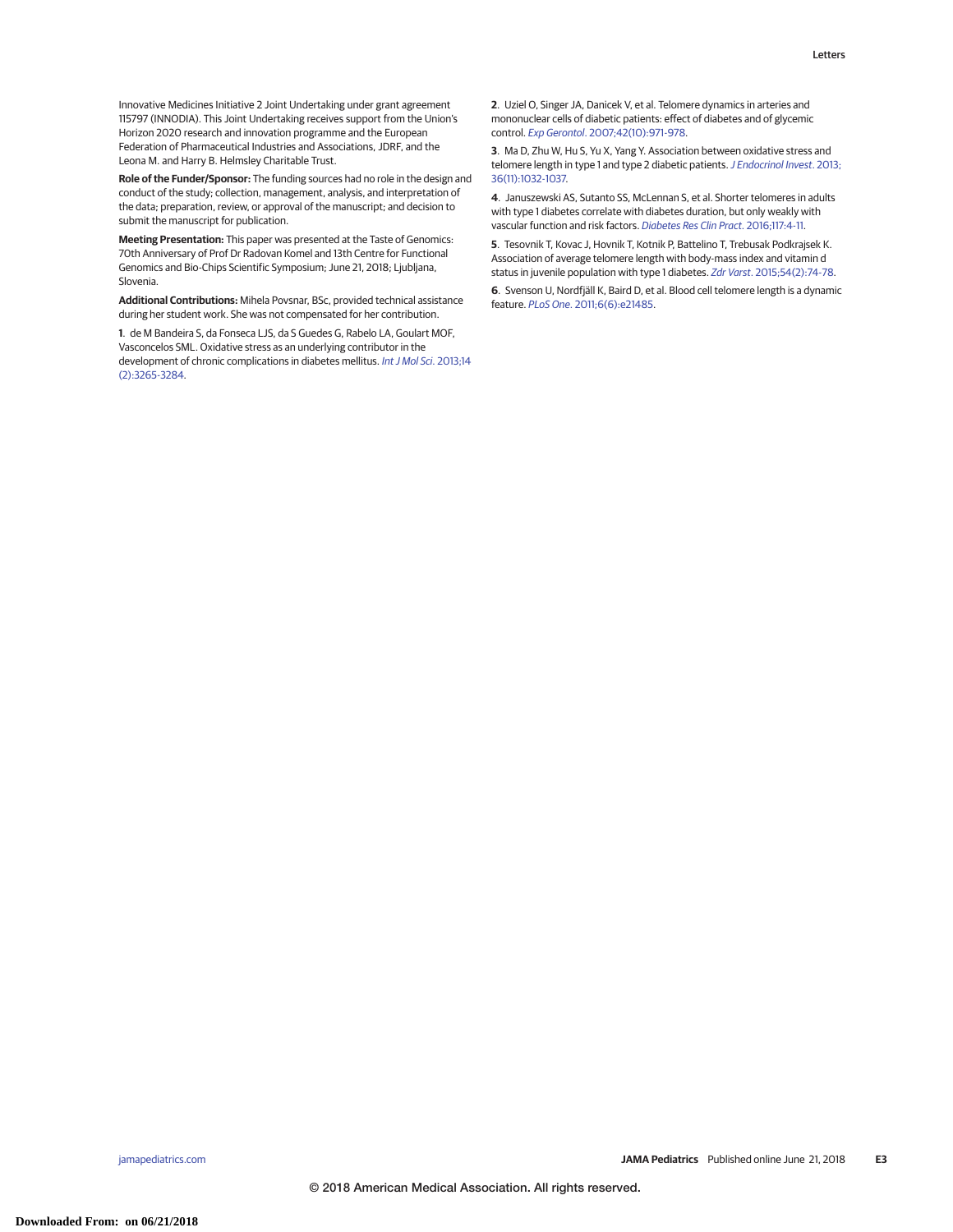Innovative Medicines Initiative 2 Joint Undertaking under grant agreement 115797 (INNODIA). This Joint Undertaking receives support from the Union's Horizon 2020 research and innovation programme and the European Federation of Pharmaceutical Industries and Associations, JDRF, and the Leona M. and Harry B. Helmsley Charitable Trust.

**Role of the Funder/Sponsor:** The funding sources had no role in the design and conduct of the study; collection, management, analysis, and interpretation of the data; preparation, review, or approval of the manuscript; and decision to submit the manuscript for publication.

**Meeting Presentation:** This paper was presented at the Taste of Genomics: 70th Anniversary of Prof Dr Radovan Komel and 13th Centre for Functional Genomics and Bio-Chips Scientific Symposium; June 21, 2018; Ljubljana, Slovenia.

**Additional Contributions:** Mihela Povsnar, BSc, provided technical assistance during her student work. She was not compensated for her contribution.

**1**. de M Bandeira S, da Fonseca LJS, da S Guedes G, Rabelo LA, Goulart MOF, Vasconcelos SML. Oxidative stress as an underlying contributor in the development of chronic complications in diabetes mellitus. *Int J Mol Sci*. 2013;14(2):3265-3284.

**2**. Uziel O, Singer JA, Danicek V, et al. Telomere dynamics in arteries and mononuclear cells of diabetic patients: effect of diabetes and of glycemic control. *Exp Gerontol*. 2007;42(10):971-978.

**3**. Ma D, Zhu W, Hu S, Yu X, Yang Y. Association between oxidative stress and telomere length in type 1 and type 2 diabetic patients. *J Endocrinol Invest*. 2013;36(11):1032-1037.

**4**. Januszewski AS, Sutanto SS, McLennan S, et al. Shorter telomeres in adults with type 1 diabetes correlate with diabetes duration, but only weakly with vascular function and risk factors. *Diabetes Res Clin Pract*. 2016;117:4-11.

**5**. Tesovnik T, Kovac J, Hovnik T, Kotnik P, Battelino T, Trebusak Podkrajsek K. Association of average telomere length with body-mass index and vitamin d status in juvenile population with type 1 diabetes. *Zdr Varst*. 2015;54(2):74-78.

**6**. Svenson U, Nordfjäll K, Baird D, et al. Blood cell telomere length is a dynamic feature. *PLoS One*. 2011;6(6):e21485.